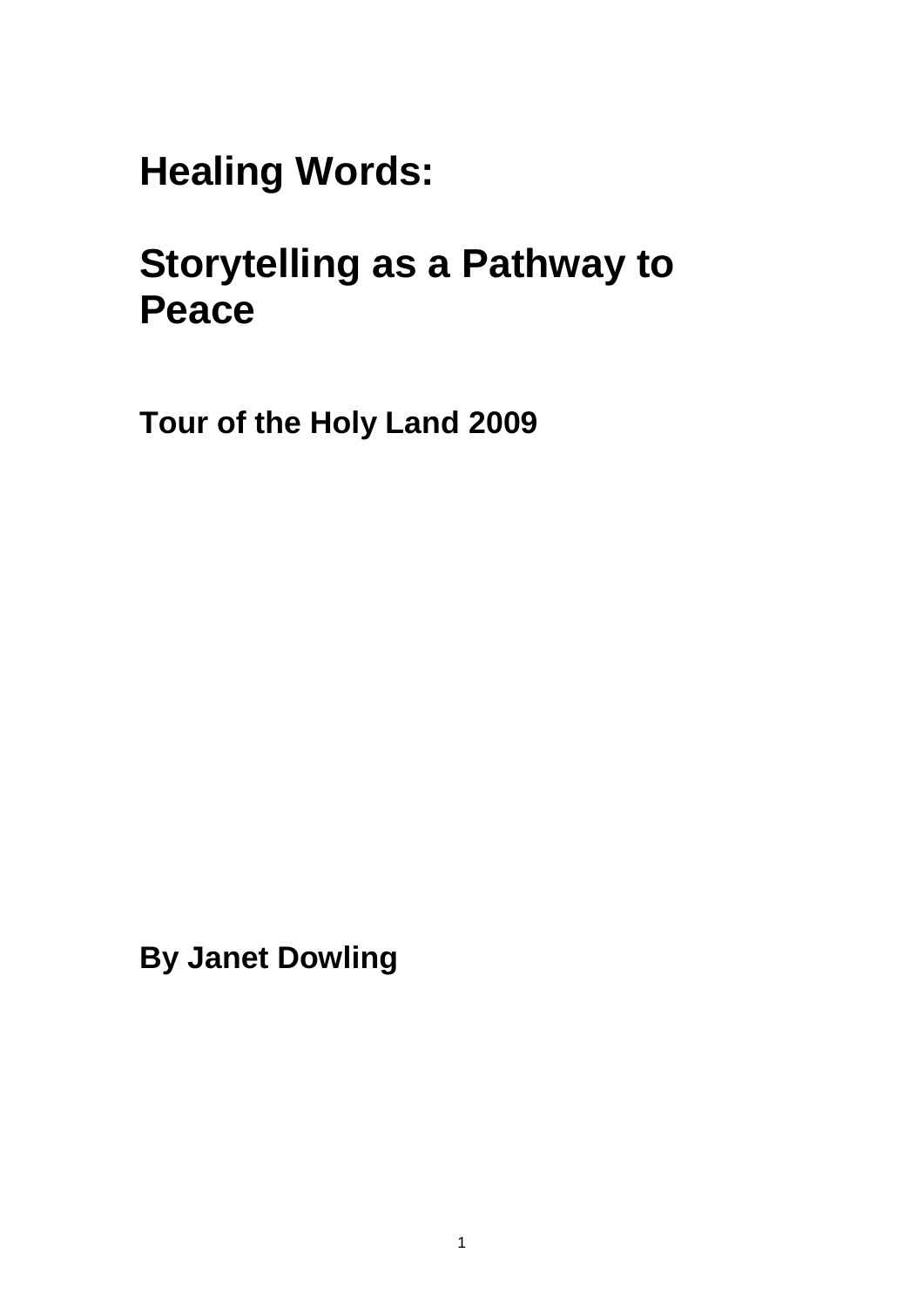# Healing Words:

# Storytelling as a Pathway to Peace

## Tour of the Holy Land 2009

**By Janet Dowling**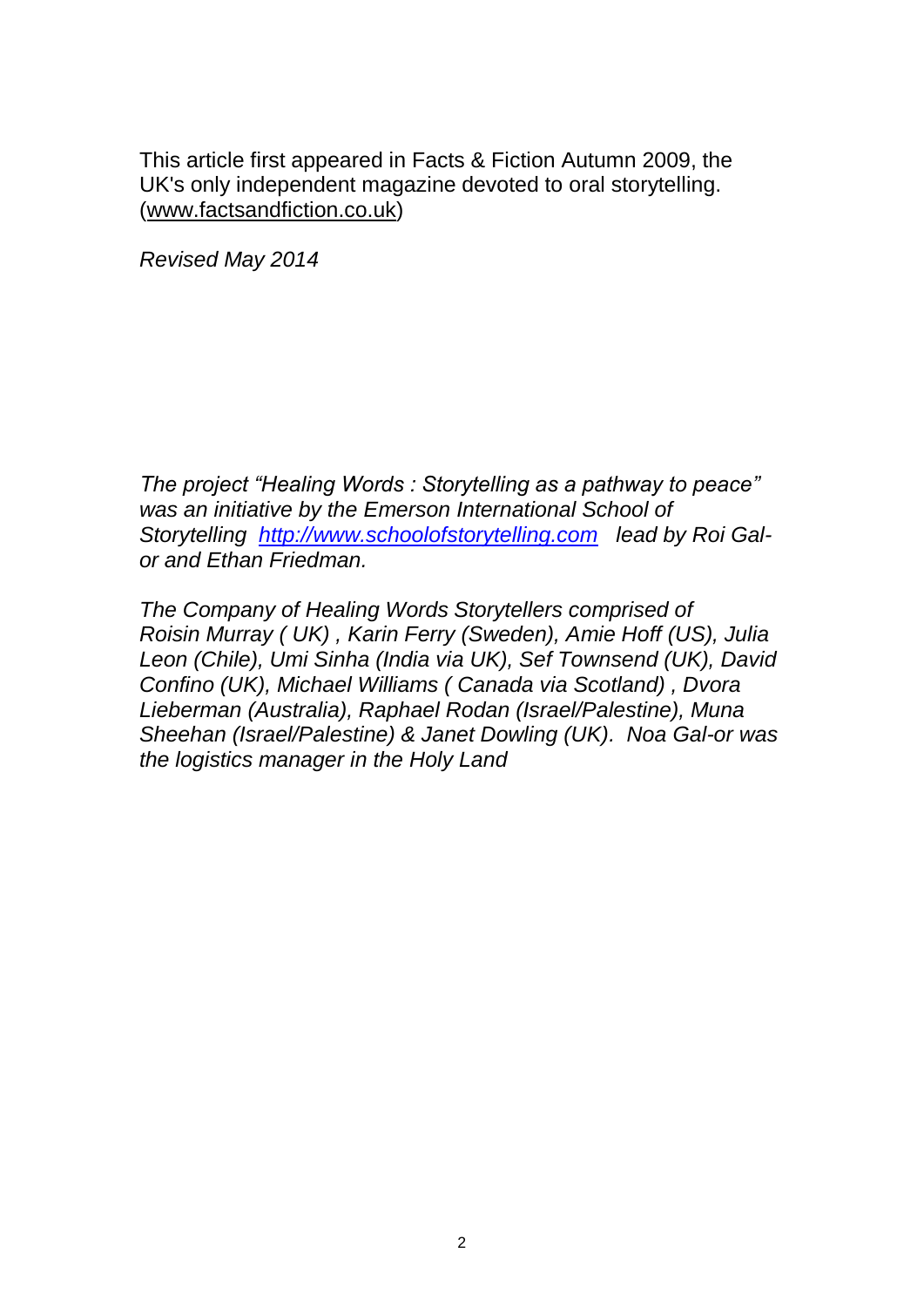This article first appeared in Facts & Fiction Autumn 2009, the UK's only independent magazine devoted to oral storytelling. (www.factsandfiction.co.uk)

*Revised May 2014*

*The project "Healing Words : Storytelling as a pathway to peace" was an initiative by the Emerson International School of Storytelling [http://www.schoolofstorytelling.com](http://www.schoolofstorytelling.com) lead by Roi Gal-or and Ethan Friedman.*

*The Company of Healing Words Storytellers comprised of Roisin Murray ( UK) , Karin Ferry (Sweden), Amie Hoff (US), Julia Leon (Chile), Umi Sinha (India via UK), Sef Townsend (UK), David Confino (UK), Michael Williams ( Canada via Scotland) , Dvora Lieberman (Australia), Raphael Rodan (Israel/Palestine), Muna Sheehan (Israel/Palestine) & Janet Dowling (UK). Noa Gal-or was the logistics manager in the Holy Land*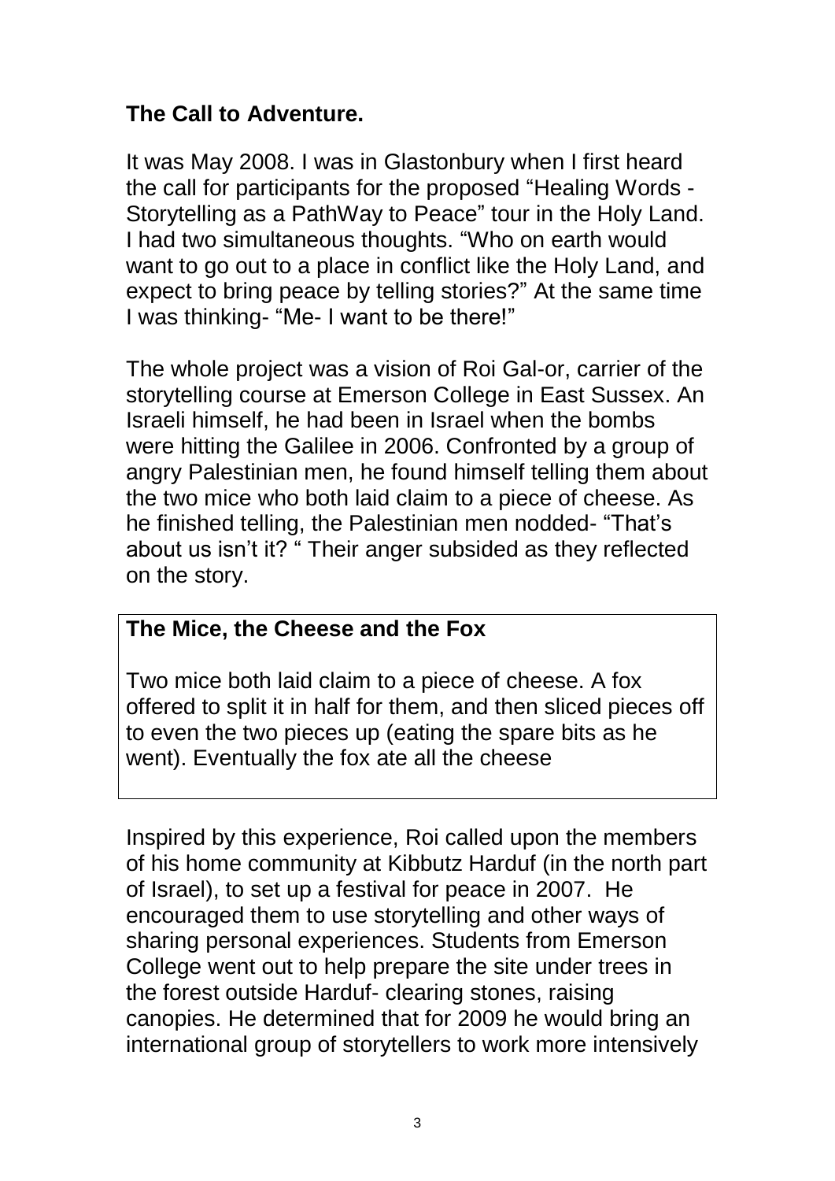## The Call to Adventure.

It was May 2008. I was in Glastonbury when I first heard the call for participants for the proposed "Healing Words - Storytelling as a PathWay to Peace" tour in the Holy Land. I had two simultaneous thoughts. "Who on earth would want to go out to a place in conflict like the Holy Land, and expect to bring peace by telling stories?" At the same time I was thinking- "Me- I want to be there!"

The whole project was a vision of Roi Gal-or, carrier of the storytelling course at Emerson College in East Sussex. An Israeli himself, he had been in Israel when the bombs were hitting the Galilee in 2006. Confronted by a group of angry Palestinian men, he found himself telling them about the two mice who both laid claim to a piece of cheese. As he finished telling, the Palestinian men nodded- "That's about us isn't it? " Their anger subsided as they reflected on the story.

> **The Mice, the Cheese and the Fox**
>
> Two mice both laid claim to a piece of cheese. A fox offered to split it in half for them, and then sliced pieces off to even the two pieces up (eating the spare bits as he went). Eventually the fox ate all the cheese

Inspired by this experience, Roi called upon the members of his home community at Kibbutz Harduf (in the north part of Israel), to set up a festival for peace in 2007. He encouraged them to use storytelling and other ways of sharing personal experiences. Students from Emerson College went out to help prepare the site under trees in the forest outside Harduf- clearing stones, raising canopies. He determined that for 2009 he would bring an international group of storytellers to work more intensively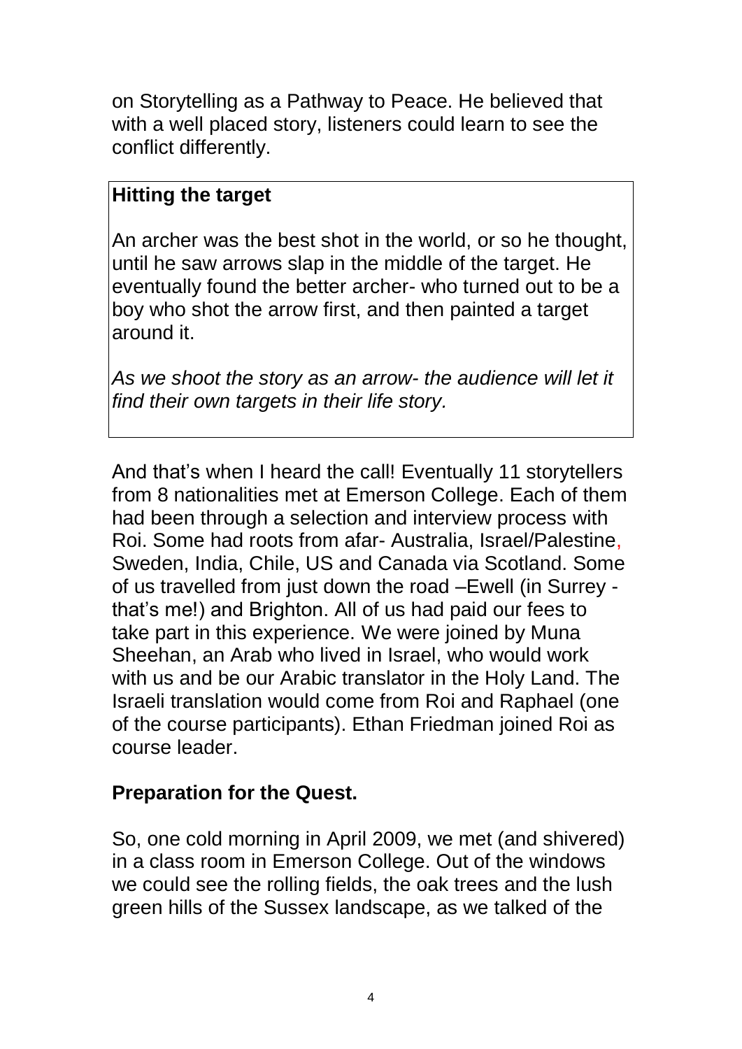on Storytelling as a Pathway to Peace. He believed that with a well placed story, listeners could learn to see the conflict differently.

> **Hitting the target**
>
> An archer was the best shot in the world, or so he thought, until he saw arrows slap in the middle of the target. He eventually found the better archer- who turned out to be a boy who shot the arrow first, and then painted a target around it.
>
> *As we shoot the story as an arrow- the audience will let it find their own targets in their life story.*

And that's when I heard the call! Eventually 11 storytellers from 8 nationalities met at Emerson College. Each of them had been through a selection and interview process with Roi. Some had roots from afar- Australia, Israel/Palestine, Sweden, India, Chile, US and Canada via Scotland. Some of us travelled from just down the road –Ewell (in Surrey - that's me!) and Brighton. All of us had paid our fees to take part in this experience. We were joined by Muna Sheehan, an Arab who lived in Israel, who would work with us and be our Arabic translator in the Holy Land. The Israeli translation would come from Roi and Raphael (one of the course participants). Ethan Friedman joined Roi as course leader.

## Preparation for the Quest.

So, one cold morning in April 2009, we met (and shivered) in a class room in Emerson College. Out of the windows we could see the rolling fields, the oak trees and the lush green hills of the Sussex landscape, as we talked of the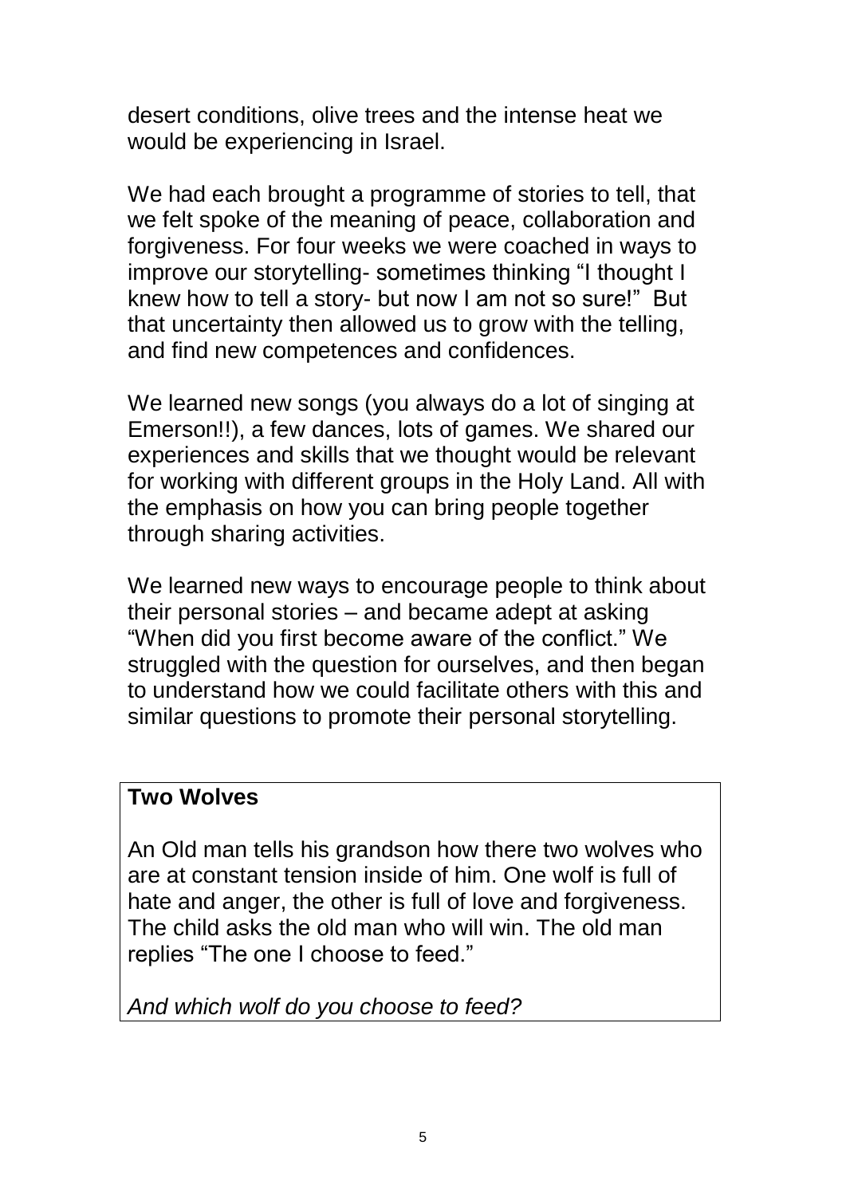desert conditions, olive trees and the intense heat we would be experiencing in Israel.

We had each brought a programme of stories to tell, that we felt spoke of the meaning of peace, collaboration and forgiveness. For four weeks we were coached in ways to improve our storytelling- sometimes thinking "I thought I knew how to tell a story- but now I am not so sure!" But that uncertainty then allowed us to grow with the telling, and find new competences and confidences.

We learned new songs (you always do a lot of singing at Emerson!!), a few dances, lots of games. We shared our experiences and skills that we thought would be relevant for working with different groups in the Holy Land. All with the emphasis on how you can bring people together through sharing activities.

We learned new ways to encourage people to think about their personal stories – and became adept at asking "When did you first become aware of the conflict." We struggled with the question for ourselves, and then began to understand how we could facilitate others with this and similar questions to promote their personal storytelling.

**Two Wolves**

An Old man tells his grandson how there two wolves who are at constant tension inside of him. One wolf is full of hate and anger, the other is full of love and forgiveness. The child asks the old man who will win. The old man replies "The one I choose to feed."

*And which wolf do you choose to feed?*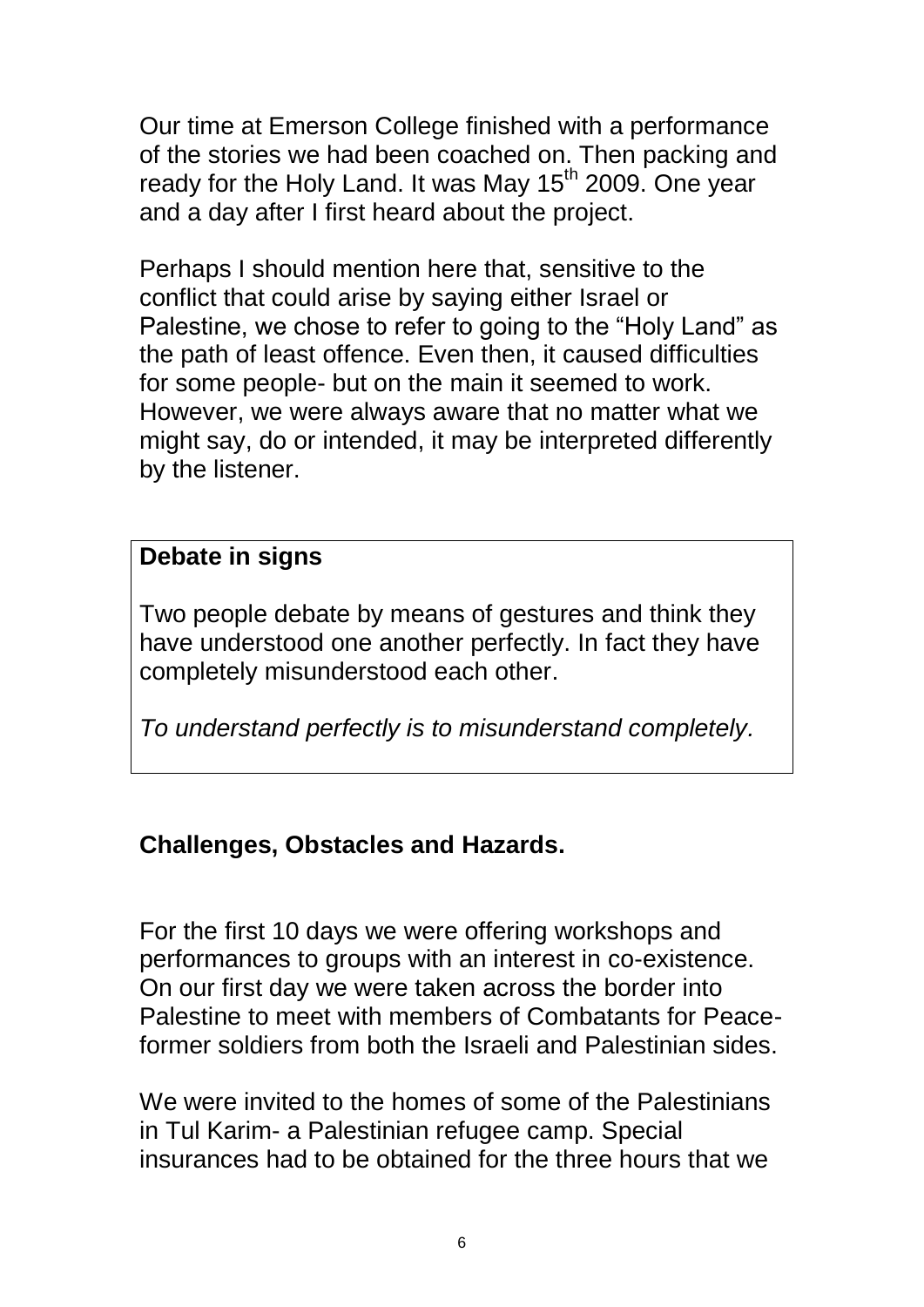Our time at Emerson College finished with a performance of the stories we had been coached on. Then packing and ready for the Holy Land. It was May 15th 2009. One year and a day after I first heard about the project.

Perhaps I should mention here that, sensitive to the conflict that could arise by saying either Israel or Palestine, we chose to refer to going to the "Holy Land" as the path of least offence. Even then, it caused difficulties for some people- but on the main it seemed to work. However, we were always aware that no matter what we might say, do or intended, it may be interpreted differently by the listener.

> **Debate in signs**
>
> Two people debate by means of gestures and think they have understood one another perfectly. In fact they have completely misunderstood each other.
>
> *To understand perfectly is to misunderstand completely.*

## Challenges, Obstacles and Hazards.

For the first 10 days we were offering workshops and performances to groups with an interest in co-existence. On our first day we were taken across the border into Palestine to meet with members of Combatants for Peace- former soldiers from both the Israeli and Palestinian sides.

We were invited to the homes of some of the Palestinians in Tul Karim- a Palestinian refugee camp. Special insurances had to be obtained for the three hours that we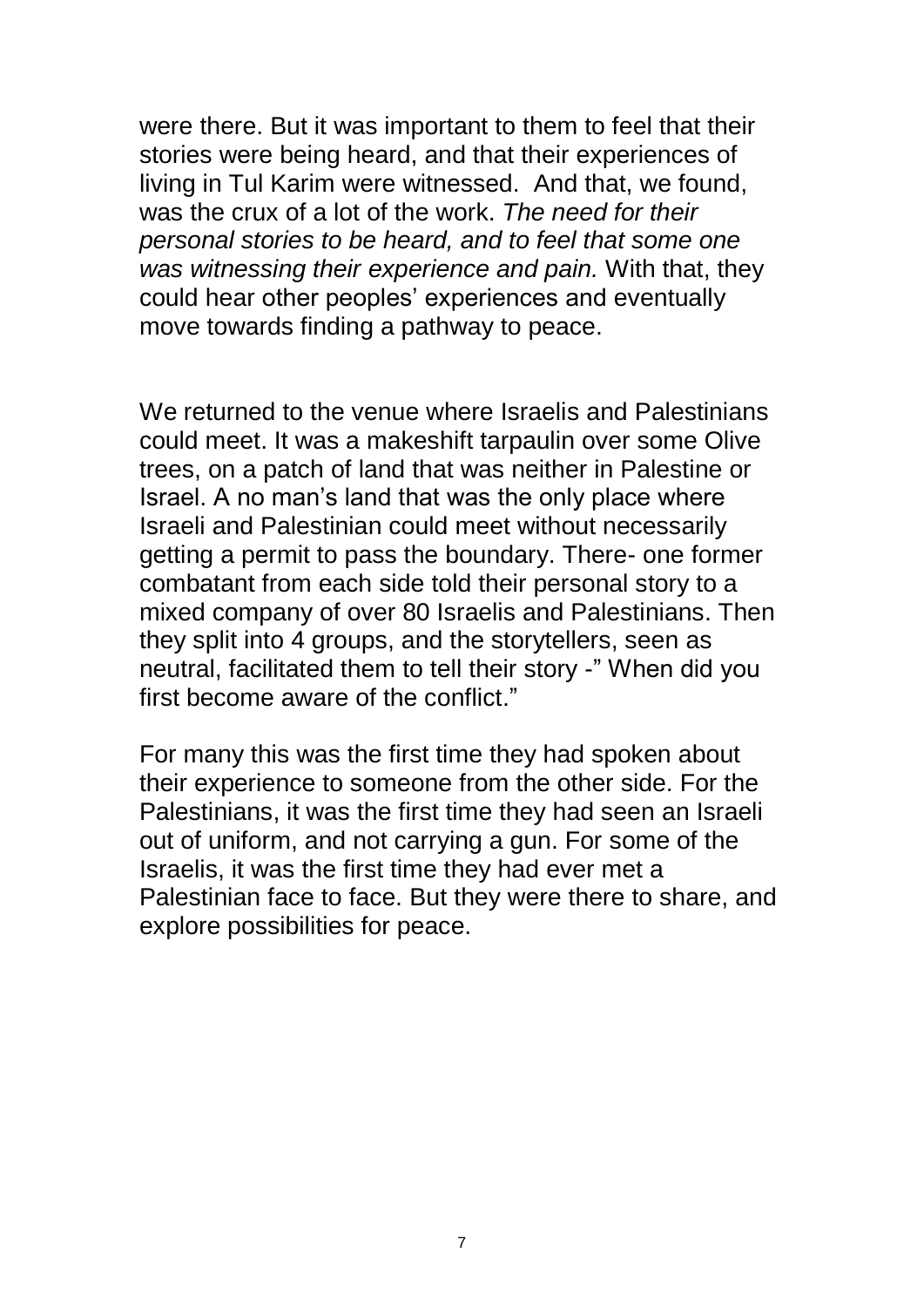were there. But it was important to them to feel that their stories were being heard, and that their experiences of living in Tul Karim were witnessed. And that, we found, was the crux of a lot of the work. *The need for their personal stories to be heard, and to feel that some one was witnessing their experience and pain.* With that, they could hear other peoples' experiences and eventually move towards finding a pathway to peace.

We returned to the venue where Israelis and Palestinians could meet. It was a makeshift tarpaulin over some Olive trees, on a patch of land that was neither in Palestine or Israel. A no man's land that was the only place where Israeli and Palestinian could meet without necessarily getting a permit to pass the boundary. There- one former combatant from each side told their personal story to a mixed company of over 80 Israelis and Palestinians. Then they split into 4 groups, and the storytellers, seen as neutral, facilitated them to tell their story -" When did you first become aware of the conflict."

For many this was the first time they had spoken about their experience to someone from the other side. For the Palestinians, it was the first time they had seen an Israeli out of uniform, and not carrying a gun. For some of the Israelis, it was the first time they had ever met a Palestinian face to face. But they were there to share, and explore possibilities for peace.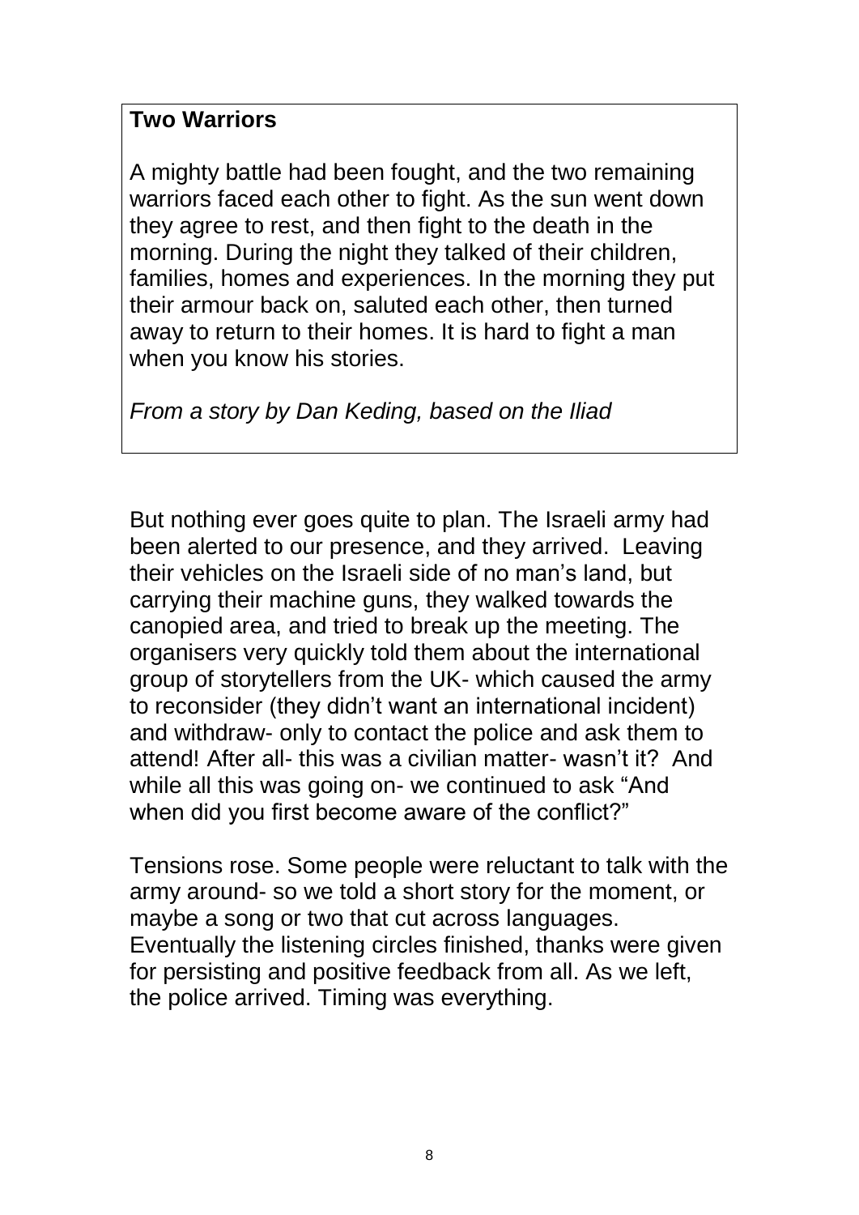**Two Warriors**

A mighty battle had been fought, and the two remaining warriors faced each other to fight. As the sun went down they agree to rest, and then fight to the death in the morning. During the night they talked of their children, families, homes and experiences. In the morning they put their armour back on, saluted each other, then turned away to return to their homes. It is hard to fight a man when you know his stories.

*From a story by Dan Keding, based on the Iliad*

But nothing ever goes quite to plan. The Israeli army had been alerted to our presence, and they arrived. Leaving their vehicles on the Israeli side of no man's land, but carrying their machine guns, they walked towards the canopied area, and tried to break up the meeting. The organisers very quickly told them about the international group of storytellers from the UK- which caused the army to reconsider (they didn't want an international incident) and withdraw- only to contact the police and ask them to attend! After all- this was a civilian matter- wasn't it? And while all this was going on- we continued to ask "And when did you first become aware of the conflict?"

Tensions rose. Some people were reluctant to talk with the army around- so we told a short story for the moment, or maybe a song or two that cut across languages. Eventually the listening circles finished, thanks were given for persisting and positive feedback from all. As we left, the police arrived. Timing was everything.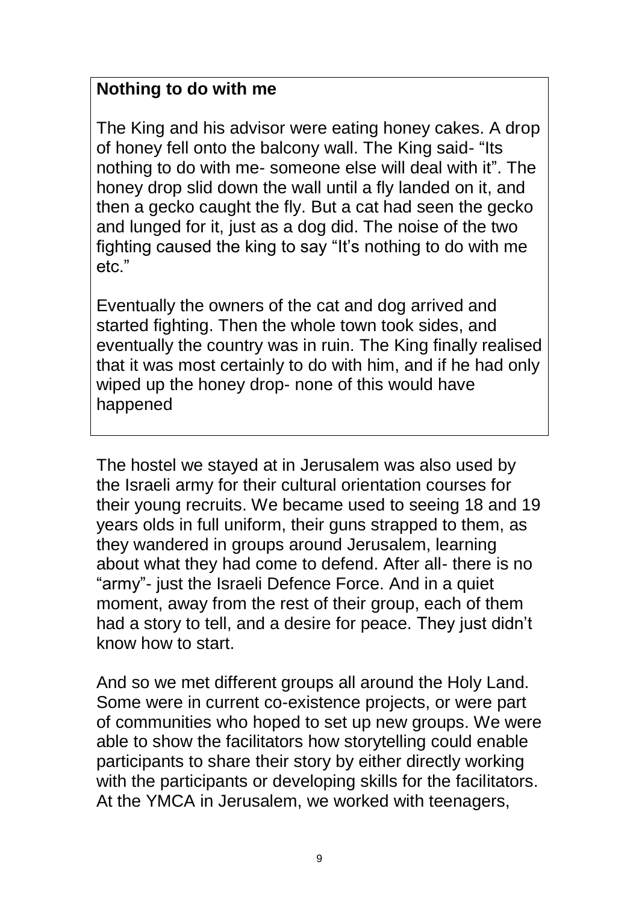**Nothing to do with me**

The King and his advisor were eating honey cakes. A drop of honey fell onto the balcony wall. The King said- "Its nothing to do with me- someone else will deal with it". The honey drop slid down the wall until a fly landed on it, and then a gecko caught the fly. But a cat had seen the gecko and lunged for it, just as a dog did. The noise of the two fighting caused the king to say "It's nothing to do with me etc."

Eventually the owners of the cat and dog arrived and started fighting. Then the whole town took sides, and eventually the country was in ruin. The King finally realised that it was most certainly to do with him, and if he had only wiped up the honey drop- none of this would have happened

The hostel we stayed at in Jerusalem was also used by the Israeli army for their cultural orientation courses for their young recruits. We became used to seeing 18 and 19 years olds in full uniform, their guns strapped to them, as they wandered in groups around Jerusalem, learning about what they had come to defend. After all- there is no "army"- just the Israeli Defence Force. And in a quiet moment, away from the rest of their group, each of them had a story to tell, and a desire for peace. They just didn't know how to start.

And so we met different groups all around the Holy Land. Some were in current co-existence projects, or were part of communities who hoped to set up new groups. We were able to show the facilitators how storytelling could enable participants to share their story by either directly working with the participants or developing skills for the facilitators. At the YMCA in Jerusalem, we worked with teenagers,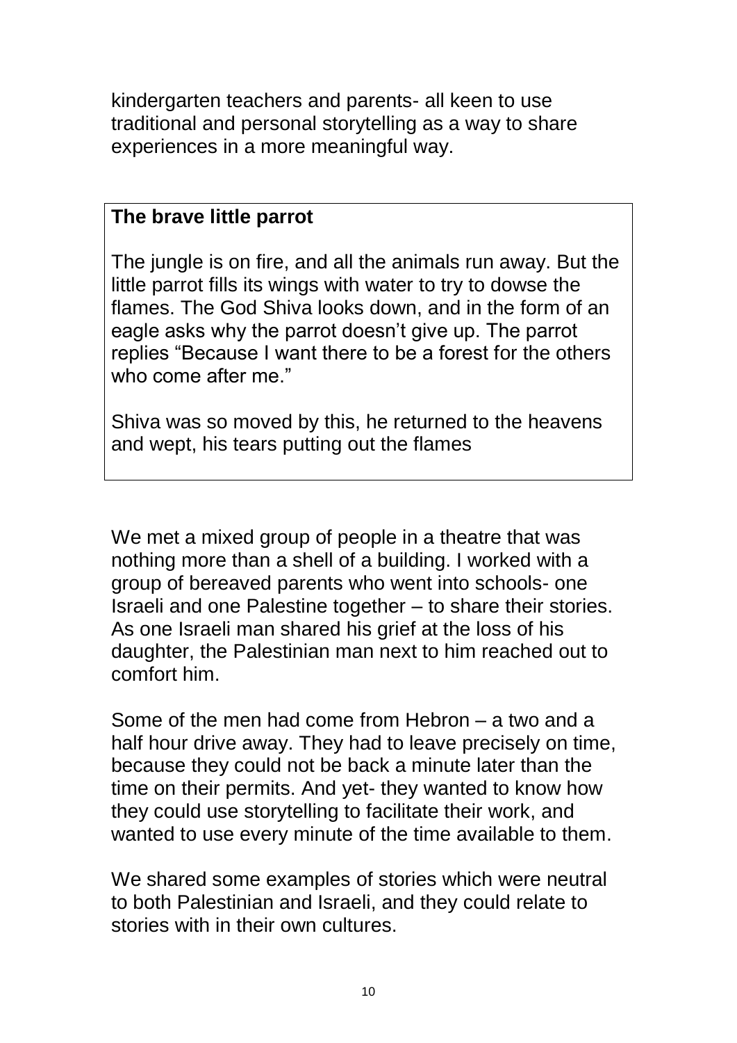kindergarten teachers and parents- all keen to use traditional and personal storytelling as a way to share experiences in a more meaningful way.

> **The brave little parrot**
>
> The jungle is on fire, and all the animals run away. But the little parrot fills its wings with water to try to dowse the flames. The God Shiva looks down, and in the form of an eagle asks why the parrot doesn't give up. The parrot replies "Because I want there to be a forest for the others who come after me."
>
> Shiva was so moved by this, he returned to the heavens and wept, his tears putting out the flames

We met a mixed group of people in a theatre that was nothing more than a shell of a building. I worked with a group of bereaved parents who went into schools- one Israeli and one Palestine together – to share their stories. As one Israeli man shared his grief at the loss of his daughter, the Palestinian man next to him reached out to comfort him.

Some of the men had come from Hebron – a two and a half hour drive away. They had to leave precisely on time, because they could not be back a minute later than the time on their permits. And yet- they wanted to know how they could use storytelling to facilitate their work, and wanted to use every minute of the time available to them.

We shared some examples of stories which were neutral to both Palestinian and Israeli, and they could relate to stories with in their own cultures.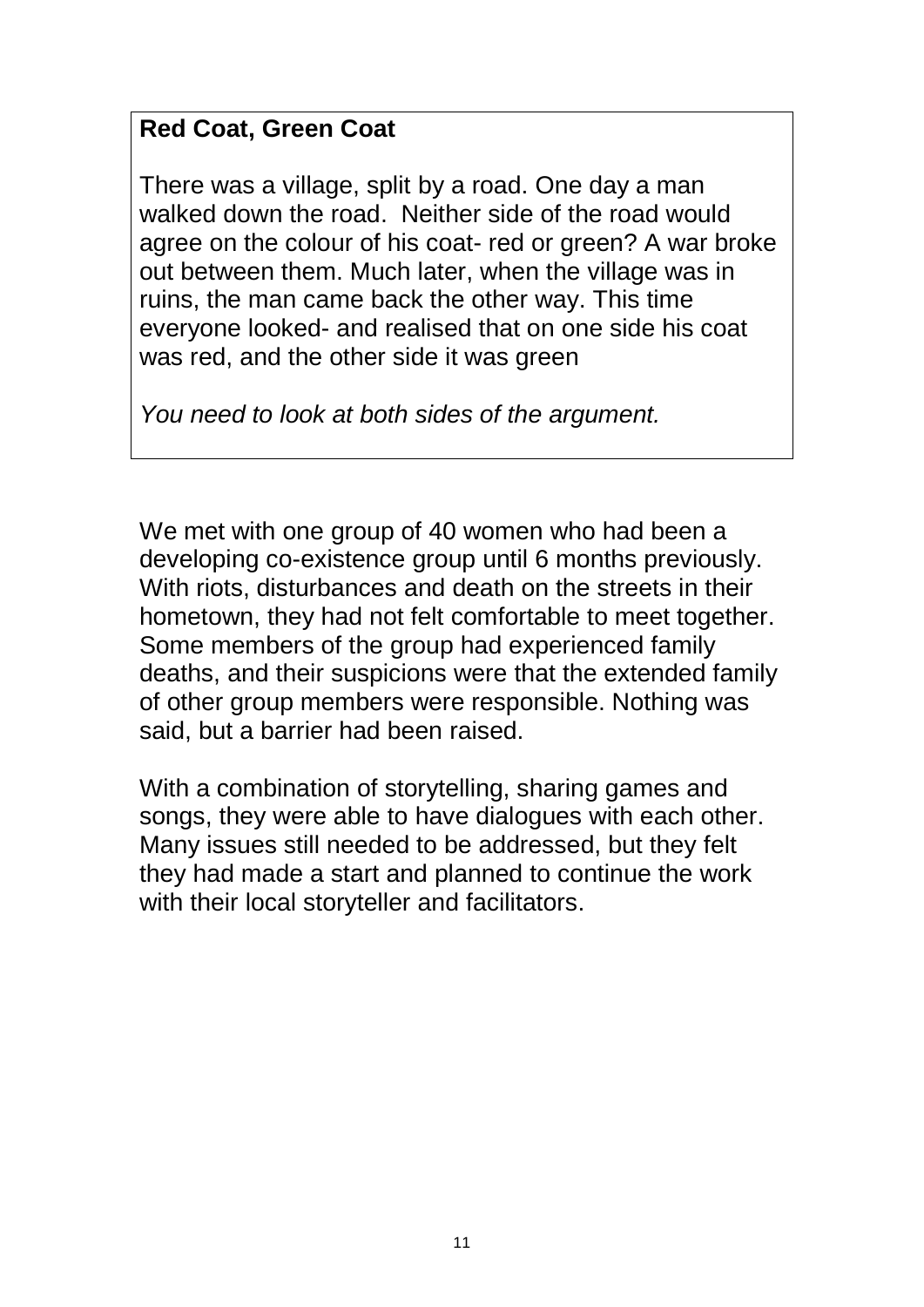**Red Coat, Green Coat**

There was a village, split by a road. One day a man walked down the road. Neither side of the road would agree on the colour of his coat- red or green? A war broke out between them. Much later, when the village was in ruins, the man came back the other way. This time everyone looked- and realised that on one side his coat was red, and the other side it was green

*You need to look at both sides of the argument.*

We met with one group of 40 women who had been a developing co-existence group until 6 months previously. With riots, disturbances and death on the streets in their hometown, they had not felt comfortable to meet together. Some members of the group had experienced family deaths, and their suspicions were that the extended family of other group members were responsible. Nothing was said, but a barrier had been raised.

With a combination of storytelling, sharing games and songs, they were able to have dialogues with each other. Many issues still needed to be addressed, but they felt they had made a start and planned to continue the work with their local storyteller and facilitators.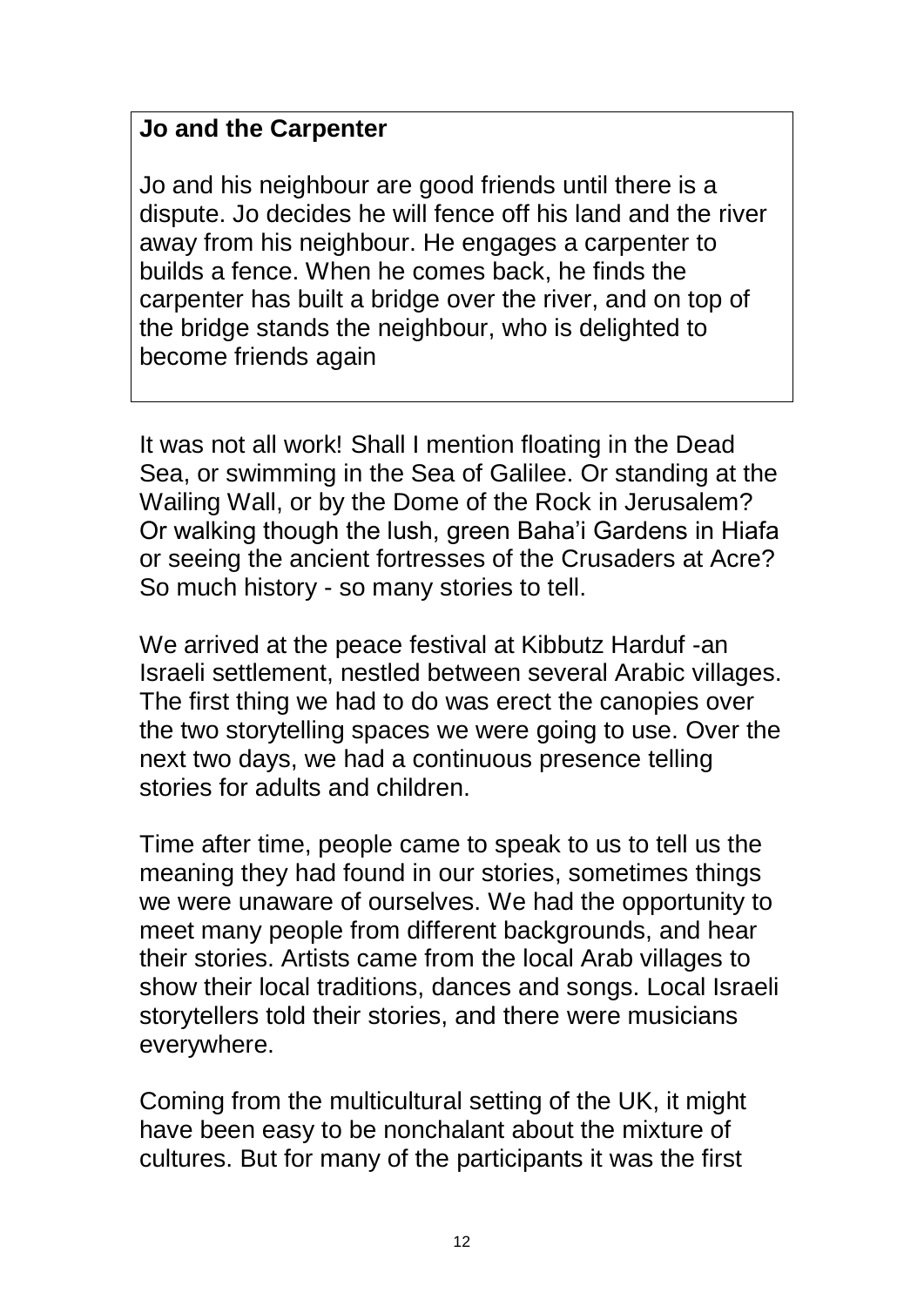**Jo and the Carpenter**

Jo and his neighbour are good friends until there is a dispute. Jo decides he will fence off his land and the river away from his neighbour. He engages a carpenter to builds a fence. When he comes back, he finds the carpenter has built a bridge over the river, and on top of the bridge stands the neighbour, who is delighted to become friends again

It was not all work! Shall I mention floating in the Dead Sea, or swimming in the Sea of Galilee. Or standing at the Wailing Wall, or by the Dome of the Rock in Jerusalem? Or walking though the lush, green Baha'i Gardens in Hiafa or seeing the ancient fortresses of the Crusaders at Acre? So much history - so many stories to tell.

We arrived at the peace festival at Kibbutz Harduf -an Israeli settlement, nestled between several Arabic villages. The first thing we had to do was erect the canopies over the two storytelling spaces we were going to use. Over the next two days, we had a continuous presence telling stories for adults and children.

Time after time, people came to speak to us to tell us the meaning they had found in our stories, sometimes things we were unaware of ourselves. We had the opportunity to meet many people from different backgrounds, and hear their stories. Artists came from the local Arab villages to show their local traditions, dances and songs. Local Israeli storytellers told their stories, and there were musicians everywhere.

Coming from the multicultural setting of the UK, it might have been easy to be nonchalant about the mixture of cultures. But for many of the participants it was the first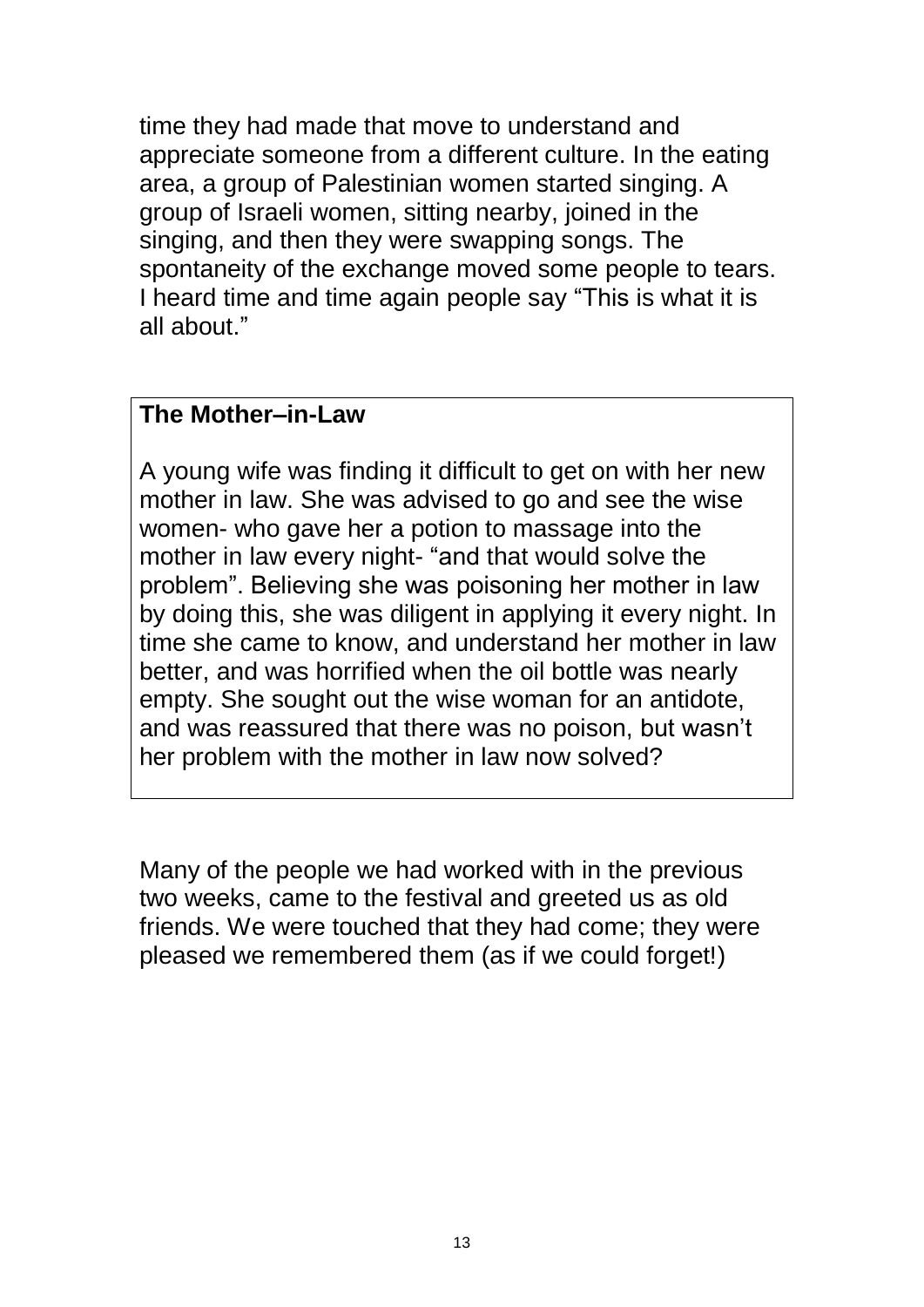time they had made that move to understand and appreciate someone from a different culture. In the eating area, a group of Palestinian women started singing. A group of Israeli women, sitting nearby, joined in the singing, and then they were swapping songs. The spontaneity of the exchange moved some people to tears. I heard time and time again people say "This is what it is all about."

**The Mother–in-Law**

A young wife was finding it difficult to get on with her new mother in law. She was advised to go and see the wise women- who gave her a potion to massage into the mother in law every night- "and that would solve the problem". Believing she was poisoning her mother in law by doing this, she was diligent in applying it every night. In time she came to know, and understand her mother in law better, and was horrified when the oil bottle was nearly empty. She sought out the wise woman for an antidote, and was reassured that there was no poison, but wasn't her problem with the mother in law now solved?

Many of the people we had worked with in the previous two weeks, came to the festival and greeted us as old friends. We were touched that they had come; they were pleased we remembered them (as if we could forget!)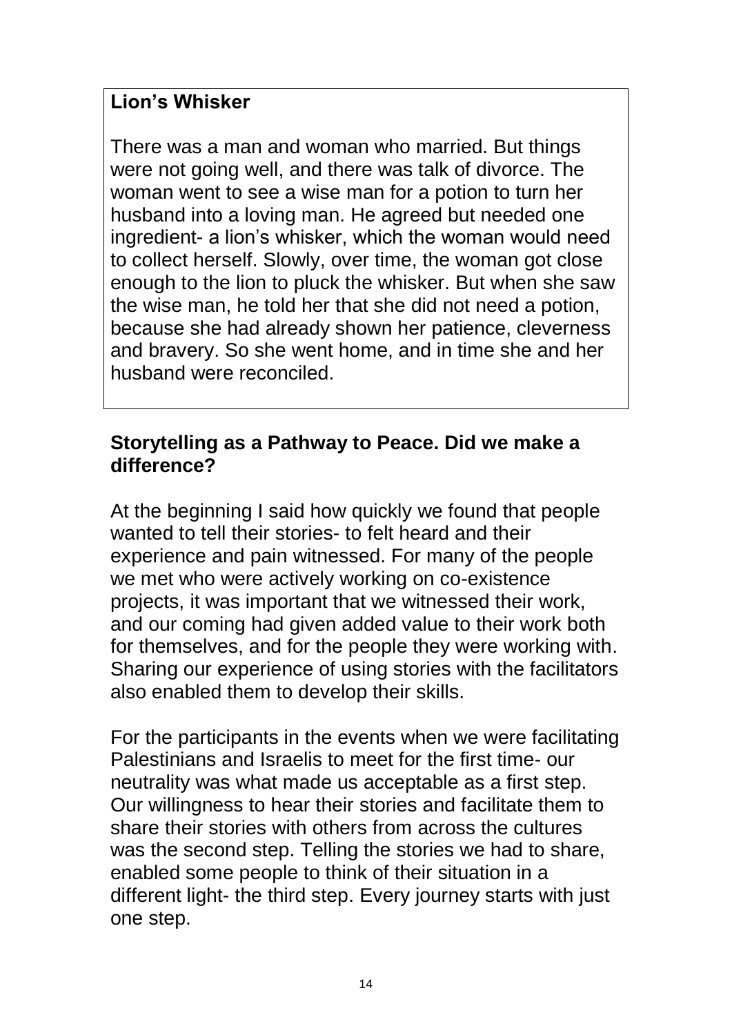**Lion's Whisker**

There was a man and woman who married. But things were not going well, and there was talk of divorce. The woman went to see a wise man for a potion to turn her husband into a loving man. He agreed but needed one ingredient- a lion's whisker, which the woman would need to collect herself. Slowly, over time, the woman got close enough to the lion to pluck the whisker. But when she saw the wise man, he told her that she did not need a potion, because she had already shown her patience, cleverness and bravery. So she went home, and in time she and her husband were reconciled.

## Storytelling as a Pathway to Peace. Did we make a difference?

At the beginning I said how quickly we found that people wanted to tell their stories- to felt heard and their experience and pain witnessed. For many of the people we met who were actively working on co-existence projects, it was important that we witnessed their work, and our coming had given added value to their work both for themselves, and for the people they were working with. Sharing our experience of using stories with the facilitators also enabled them to develop their skills.

For the participants in the events when we were facilitating Palestinians and Israelis to meet for the first time- our neutrality was what made us acceptable as a first step. Our willingness to hear their stories and facilitate them to share their stories with others from across the cultures was the second step. Telling the stories we had to share, enabled some people to think of their situation in a different light- the third step. Every journey starts with just one step.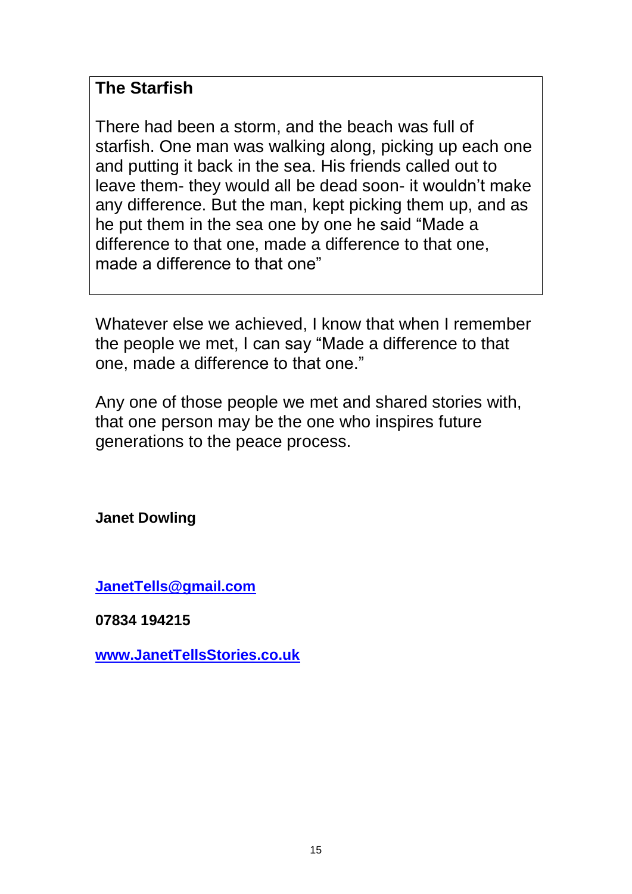**The Starfish**

There had been a storm, and the beach was full of starfish. One man was walking along, picking up each one and putting it back in the sea. His friends called out to leave them- they would all be dead soon- it wouldn't make any difference. But the man, kept picking them up, and as he put them in the sea one by one he said "Made a difference to that one, made a difference to that one, made a difference to that one"

Whatever else we achieved, I know that when I remember the people we met, I can say "Made a difference to that one, made a difference to that one."

Any one of those people we met and shared stories with, that one person may be the one who inspires future generations to the peace process.

**Janet Dowling**

**JanetTells@gmail.com**

**07834 194215**

**www.JanetTellsStories.co.uk**